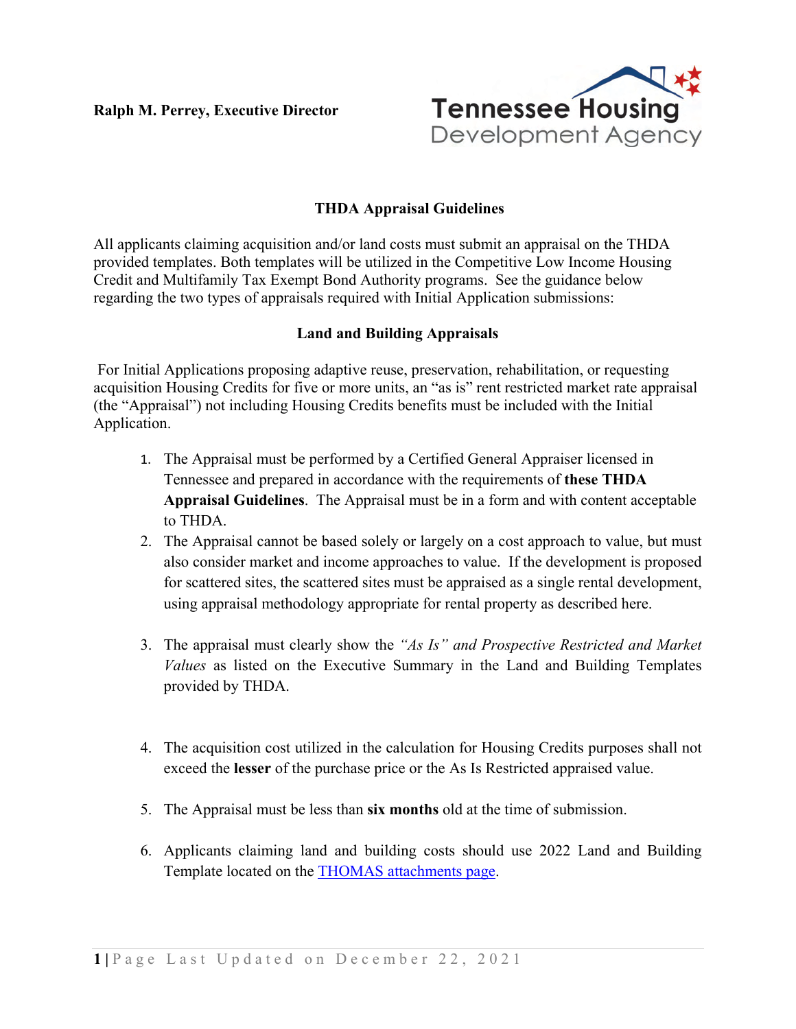Ralph M. Perrey, Executive Director

Tennessee Housing Development Agency

# THDA Appraisal Guidelines

All applicants claiming acquisition and/or land costs must submit an appraisal on the THDA provided templates. Both templates will be utilized in the Competitive Low Income Housing Credit and Multifamily Tax Exempt Bond Authority programs. See the guidance below regarding the two types of appraisals required with Initial Application submissions:

## Land and Building Appraisals

For Initial Applications proposing adaptive reuse, preservation, rehabilitation, or requesting acquisition Housing Credits for five or more units, an "as is" rent restricted market rate appraisal (the "Appraisal") not including Housing Credits benefits must be included with the Initial Application.

1. The Appraisal must be performed by a Certified General Appraiser licensed in Tennessee and prepared in accordance with the requirements of **these THDA Appraisal Guidelines**. The Appraisal must be in a form and with content acceptable to THDA.
2. The Appraisal cannot be based solely or largely on a cost approach to value, but must also consider market and income approaches to value. If the development is proposed for scattered sites, the scattered sites must be appraised as a single rental development, using appraisal methodology appropriate for rental property as described here.
3. The appraisal must clearly show the *"As Is" and Prospective Restricted and Market Values* as listed on the Executive Summary in the Land and Building Templates provided by THDA.
4. The acquisition cost utilized in the calculation for Housing Credits purposes shall not exceed the **lesser** of the purchase price or the As Is Restricted appraised value.
5. The Appraisal must be less than **six months** old at the time of submission.
6. Applicants claiming land and building costs should use 2022 Land and Building Template located on the [THOMAS attachments page](THOMAS attachments page).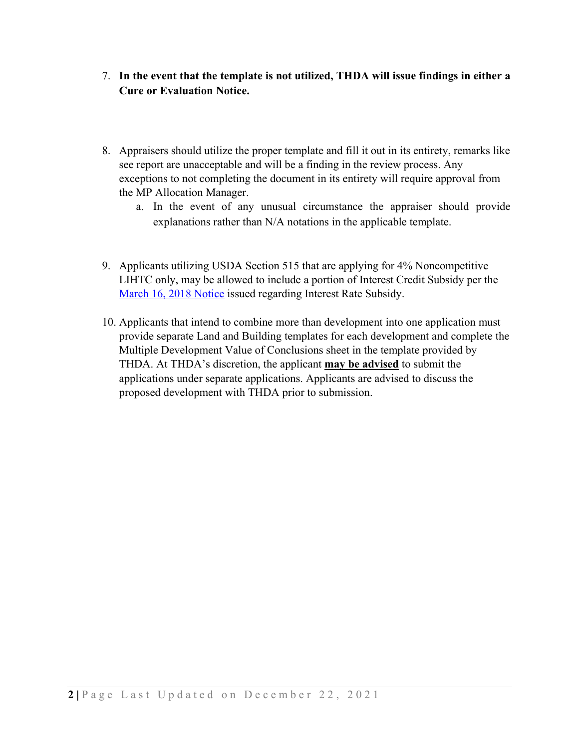7. **In the event that the template is not utilized, THDA will issue findings in either a Cure or Evaluation Notice.**

8. Appraisers should utilize the proper template and fill it out in its entirety, remarks like see report are unacceptable and will be a finding in the review process. Any exceptions to not completing the document in its entirety will require approval from the MP Allocation Manager.
   a. In the event of any unusual circumstance the appraiser should provide explanations rather than N/A notations in the applicable template.

9. Applicants utilizing USDA Section 515 that are applying for 4% Noncompetitive LIHTC only, may be allowed to include a portion of Interest Credit Subsidy per the March 16, 2018 Notice issued regarding Interest Rate Subsidy.

10. Applicants that intend to combine more than development into one application must provide separate Land and Building templates for each development and complete the Multiple Development Value of Conclusions sheet in the template provided by THDA. At THDA's discretion, the applicant **may be advised** to submit the applications under separate applications. Applicants are advised to discuss the proposed development with THDA prior to submission.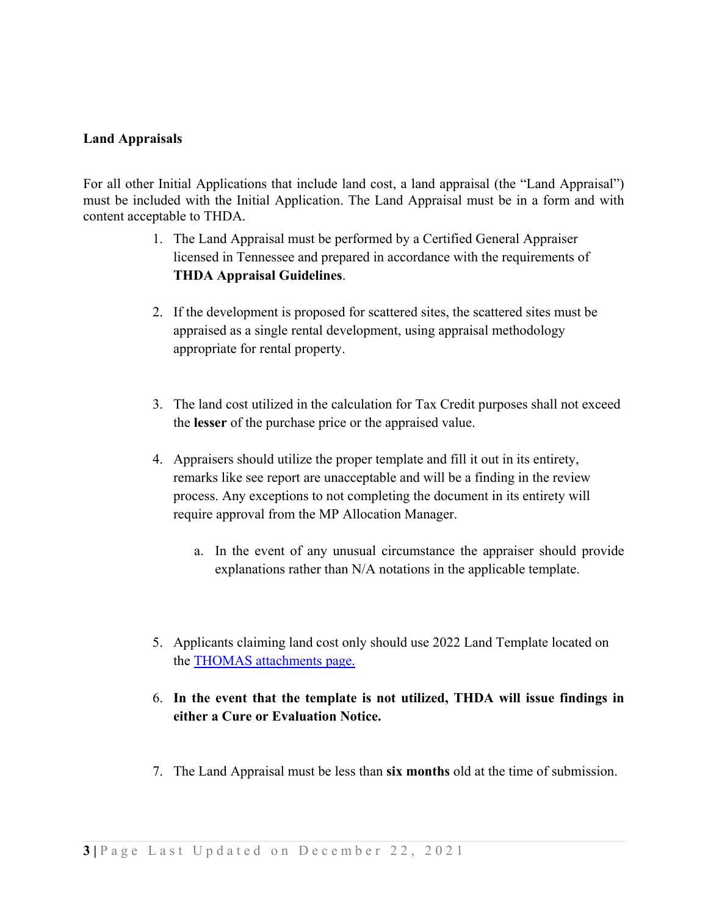**Land Appraisals**

For all other Initial Applications that include land cost, a land appraisal (the "Land Appraisal") must be included with the Initial Application. The Land Appraisal must be in a form and with content acceptable to THDA.

1. The Land Appraisal must be performed by a Certified General Appraiser licensed in Tennessee and prepared in accordance with the requirements of **THDA Appraisal Guidelines**.

2. If the development is proposed for scattered sites, the scattered sites must be appraised as a single rental development, using appraisal methodology appropriate for rental property.

3. The land cost utilized in the calculation for Tax Credit purposes shall not exceed the **lesser** of the purchase price or the appraised value.

4. Appraisers should utilize the proper template and fill it out in its entirety, remarks like see report are unacceptable and will be a finding in the review process. Any exceptions to not completing the document in its entirety will require approval from the MP Allocation Manager.

    a. In the event of any unusual circumstance the appraiser should provide explanations rather than N/A notations in the applicable template.

5. Applicants claiming land cost only should use 2022 Land Template located on the [THOMAS attachments page.]()

6. **In the event that the template is not utilized, THDA will issue findings in either a Cure or Evaluation Notice.**

7. The Land Appraisal must be less than **six months** old at the time of submission.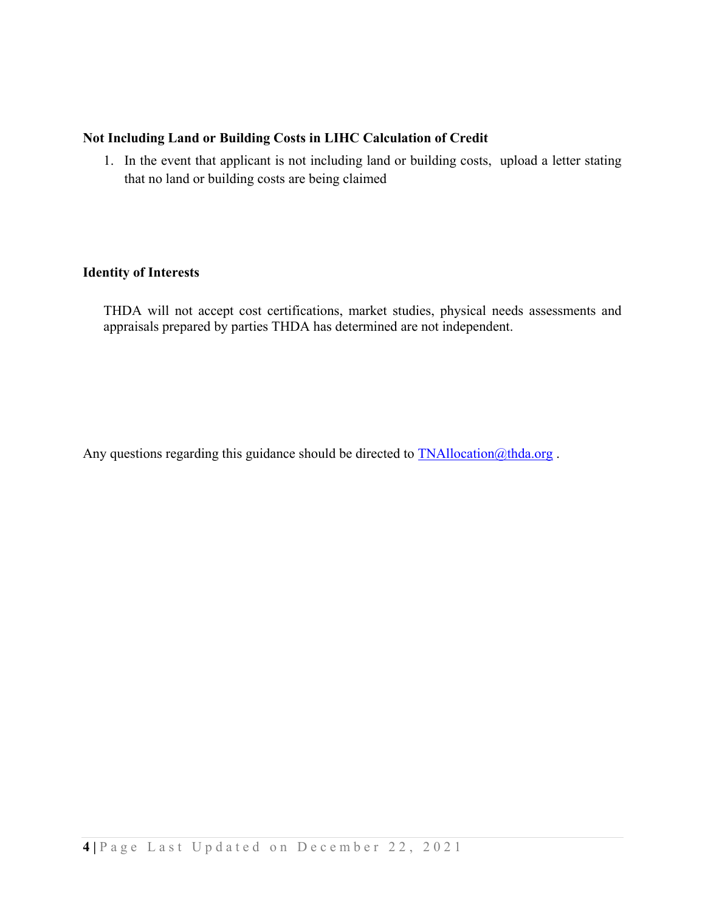**Not Including Land or Building Costs in LIHC Calculation of Credit**

1. In the event that applicant is not including land or building costs, upload a letter stating that no land or building costs are being claimed

**Identity of Interests**

THDA will not accept cost certifications, market studies, physical needs assessments and appraisals prepared by parties THDA has determined are not independent.

Any questions regarding this guidance should be directed to TNAllocation@thda.org .